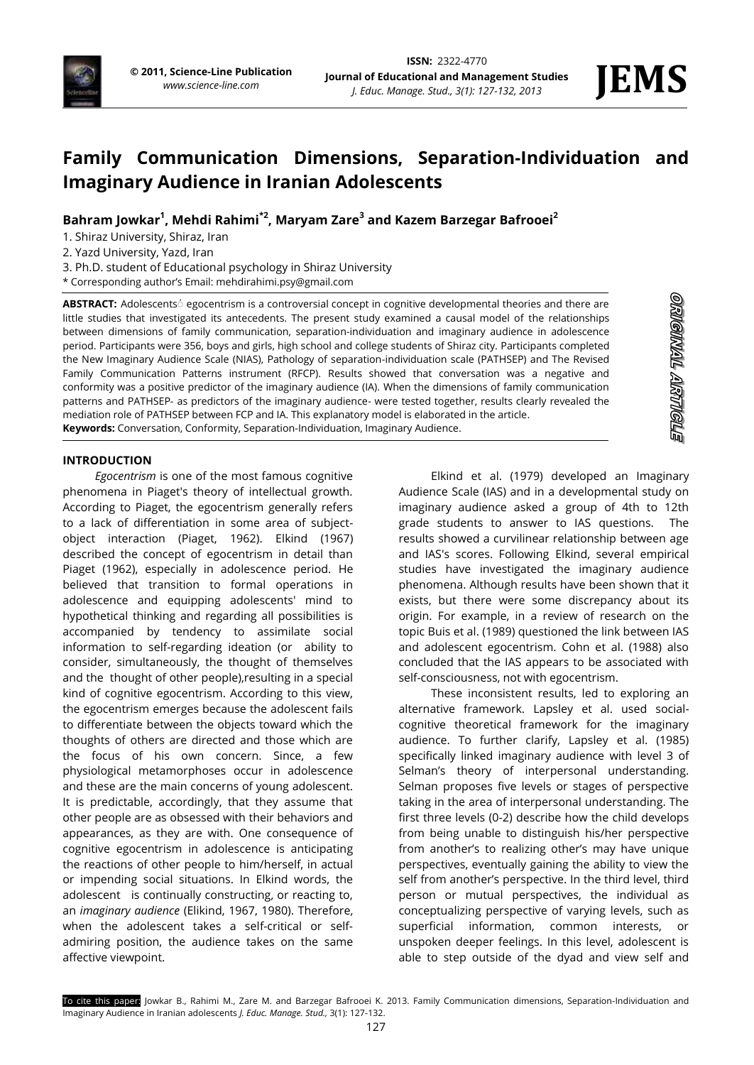# Family Communication Dimensions, Separation-Individuation and Imaginary Audience in Iranian Adolescents

**Bahram Jowkar[1], Mehdi Rahimi[*2], Maryam Zare[3] and Kazem Barzegar Bafrooei[2]**

1. Shiraz University, Shiraz, Iran
2. Yazd University, Yazd, Iran
3. Ph.D. student of Educational psychology in Shiraz University

\* Corresponding author's Email: mehdirahimi.psy@gmail.com

**ABSTRACT:** Adolescents' egocentrism is a controversial concept in cognitive developmental theories and there are little studies that investigated its antecedents. The present study examined a causal model of the relationships between dimensions of family communication, separation-individuation and imaginary audience in adolescence period. Participants were 356, boys and girls, high school and college students of Shiraz city. Participants completed the New Imaginary Audience Scale (NIAS), Pathology of separation-individuation scale (PATHSEP) and The Revised Family Communication Patterns instrument (RFCP). Results showed that conversation was a negative and conformity was a positive predictor of the imaginary audience (IA). When the dimensions of family communication patterns and PATHSEP- as predictors of the imaginary audience- were tested together, results clearly revealed the mediation role of PATHSEP between FCP and IA. This explanatory model is elaborated in the article.

**Keywords:** Conversation, Conformity, Separation-Individuation, Imaginary Audience.

ORIGINAL ARTICLE

## INTRODUCTION

*Egocentrism* is one of the most famous cognitive phenomena in Piaget's theory of intellectual growth. According to Piaget, the egocentrism generally refers to a lack of differentiation in some area of subject-object interaction (Piaget, 1962). Elkind (1967) described the concept of egocentrism in detail than Piaget (1962), especially in adolescence period. He believed that transition to formal operations in adolescence and equipping adolescents' mind to hypothetical thinking and regarding all possibilities is accompanied by tendency to assimilate social information to self-regarding ideation (or ability to consider, simultaneously, the thought of themselves and the thought of other people),resulting in a special kind of cognitive egocentrism. According to this view, the egocentrism emerges because the adolescent fails to differentiate between the objects toward which the thoughts of others are directed and those which are the focus of his own concern. Since, a few physiological metamorphoses occur in adolescence and these are the main concerns of young adolescent. It is predictable, accordingly, that they assume that other people are as obsessed with their behaviors and appearances, as they are with. One consequence of cognitive egocentrism in adolescence is anticipating the reactions of other people to him/herself, in actual or impending social situations. In Elkind words, the adolescent is continually constructing, or reacting to, an *imaginary audience* (Elikind, 1967, 1980). Therefore, when the adolescent takes a self-critical or self-admiring position, the audience takes on the same affective viewpoint.

Elkind et al. (1979) developed an Imaginary Audience Scale (IAS) and in a developmental study on imaginary audience asked a group of 4th to 12th grade students to answer to IAS questions. The results showed a curvilinear relationship between age and IAS's scores. Following Elkind, several empirical studies have investigated the imaginary audience phenomena. Although results have been shown that it exists, but there were some discrepancy about its origin. For example, in a review of research on the topic Buis et al. (1989) questioned the link between IAS and adolescent egocentrism. Cohn et al. (1988) also concluded that the IAS appears to be associated with self-consciousness, not with egocentrism.

These inconsistent results, led to exploring an alternative framework. Lapsley et al. used social-cognitive theoretical framework for the imaginary audience. To further clarify, Lapsley et al. (1985) specifically linked imaginary audience with level 3 of Selman's theory of interpersonal understanding. Selman proposes five levels or stages of perspective taking in the area of interpersonal understanding. The first three levels (0-2) describe how the child develops from being unable to distinguish his/her perspective from another's to realizing other's may have unique perspectives, eventually gaining the ability to view the self from another's perspective. In the third level, third person or mutual perspectives, the individual as conceptualizing perspective of varying levels, such as superficial information, common interests, or unspoken deeper feelings. In this level, adolescent is able to step outside of the dyad and view self and

To cite this paper: Jowkar B., Rahimi M., Zare M. and Barzegar Bafrooei K. 2013. Family Communication dimensions, Separation-Individuation and Imaginary Audience in Iranian adolescents *J. Educ. Manage. Stud.,* 3(1): 127-132.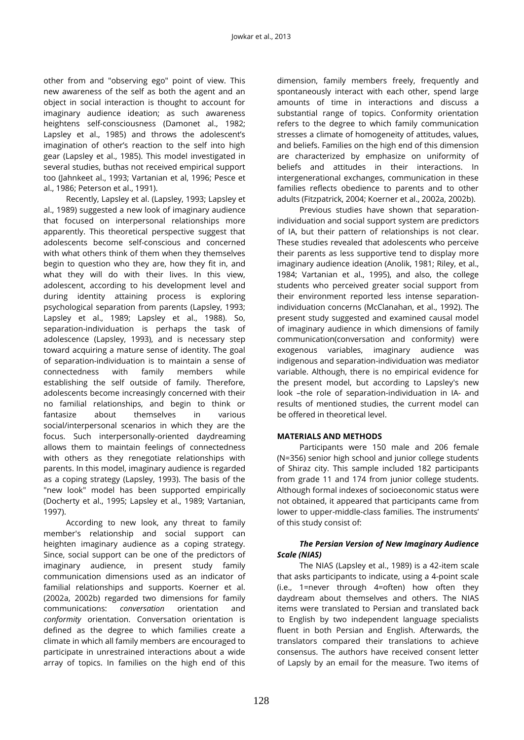other from and "observing ego" point of view. This new awareness of the self as both the agent and an object in social interaction is thought to account for imaginary audience ideation; as such awareness heightens self-consciousness (Damonet al., 1982; Lapsley et al., 1985) and throws the adolescent's imagination of other's reaction to the self into high gear (Lapsley et al., 1985). This model investigated in several studies, buthas not received empirical support too (Jahnkeet al., 1993; Vartanian et al, 1996; Pesce et al., 1986; Peterson et al., 1991).

Recently, Lapsley et al. (Lapsley, 1993; Lapsley et al., 1989) suggested a new look of imaginary audience that focused on interpersonal relationships more apparently. This theoretical perspective suggest that adolescents become self-conscious and concerned with what others think of them when they themselves begin to question who they are, how they fit in, and what they will do with their lives. In this view, adolescent, according to his development level and during identity attaining process is exploring psychological separation from parents (Lapsley, 1993; Lapsley et al., 1989; Lapsley et al., 1988). So, separation-individuation is perhaps the task of adolescence (Lapsley, 1993), and is necessary step toward acquiring a mature sense of identity. The goal of separation-individuation is to maintain a sense of connectedness with family members while establishing the self outside of family. Therefore, adolescents become increasingly concerned with their no familial relationships, and begin to think or fantasize about themselves in various social/interpersonal scenarios in which they are the focus. Such interpersonally-oriented daydreaming allows them to maintain feelings of connectedness with others as they renegotiate relationships with parents. In this model, imaginary audience is regarded as a coping strategy (Lapsley, 1993). The basis of the "new look" model has been supported empirically (Docherty et al., 1995; Lapsley et al., 1989; Vartanian, 1997).

According to new look, any threat to family member's relationship and social support can heighten imaginary audience as a coping strategy. Since, social support can be one of the predictors of imaginary audience, in present study family communication dimensions used as an indicator of familial relationships and supports. Koerner et al. (2002a, 2002b) regarded two dimensions for family communications: *conversation* orientation and *conformity* orientation. Conversation orientation is defined as the degree to which families create a climate in which all family members are encouraged to participate in unrestrained interactions about a wide array of topics. In families on the high end of this dimension, family members freely, frequently and spontaneously interact with each other, spend large amounts of time in interactions and discuss a substantial range of topics. Conformity orientation refers to the degree to which family communication stresses a climate of homogeneity of attitudes, values, and beliefs. Families on the high end of this dimension are characterized by emphasize on uniformity of beliefs and attitudes in their interactions. In intergenerational exchanges, communication in these families reflects obedience to parents and to other adults (Fitzpatrick, 2004; Koerner et al., 2002a, 2002b).

Previous studies have shown that separation-individuation and social support system are predictors of IA, but their pattern of relationships is not clear. These studies revealed that adolescents who perceive their parents as less supportive tend to display more imaginary audience ideation (Anolik, 1981; Riley, et al., 1984; Vartanian et al., 1995), and also, the college students who perceived greater social support from their environment reported less intense separation-individuation concerns (McClanahan, et al., 1992). The present study suggested and examined causal model of imaginary audience in which dimensions of family communication(conversation and conformity) were exogenous variables, imaginary audience was indigenous and separation-individuation was mediator variable. Although, there is no empirical evidence for the present model, but according to Lapsley's new look –the role of separation-individuation in IA- and results of mentioned studies, the current model can be offered in theoretical level.

## MATERIALS AND METHODS

Participants were 150 male and 206 female (N=356) senior high school and junior college students of Shiraz city. This sample included 182 participants from grade 11 and 174 from junior college students. Although formal indexes of socioeconomic status were not obtained, it appeared that participants came from lower to upper-middle-class families. The instruments' of this study consist of:

### *The Persian Version of New Imaginary Audience Scale (NIAS)*

The NIAS (Lapsley et al., 1989) is a 42-item scale that asks participants to indicate, using a 4-point scale (i.e., 1=never through 4=often) how often they daydream about themselves and others. The NIAS items were translated to Persian and translated back to English by two independent language specialists fluent in both Persian and English. Afterwards, the translators compared their translations to achieve consensus. The authors have received consent letter of Lapsly by an email for the measure. Two items of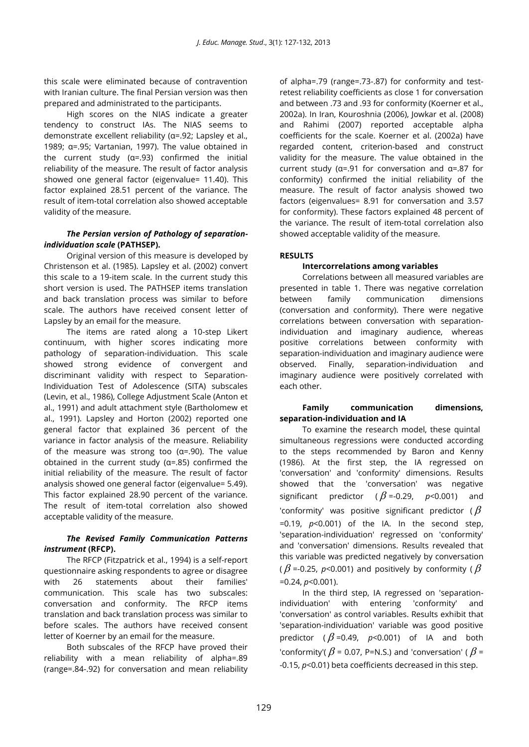this scale were eliminated because of contravention with Iranian culture. The final Persian version was then prepared and administrated to the participants.

High scores on the NIAS indicate a greater tendency to construct IAs. The NIAS seems to demonstrate excellent reliability (α=.92; Lapsley et al., 1989; α=.95; Vartanian, 1997). The value obtained in the current study (α=.93) confirmed the initial reliability of the measure. The result of factor analysis showed one general factor (eigenvalue= 11.40). This factor explained 28.51 percent of the variance. The result of item-total correlation also showed acceptable validity of the measure.

***The Persian version of Pathology of separation-individuation scale* (PATHSEP).**

Original version of this measure is developed by Christenson et al. (1985). Lapsley et al. (2002) convert this scale to a 19-item scale. In the current study this short version is used. The PATHSEP items translation and back translation process was similar to before scale. The authors have received consent letter of Lapsley by an email for the measure.

The items are rated along a 10-step Likert continuum, with higher scores indicating more pathology of separation-individuation. This scale showed strong evidence of convergent and discriminant validity with respect to Separation-Individuation Test of Adolescence (SITA) subscales (Levin, et al., 1986), College Adjustment Scale (Anton et al., 1991) and adult attachment style (Bartholomew et al., 1991). Lapsley and Horton (2002) reported one general factor that explained 36 percent of the variance in factor analysis of the measure. Reliability of the measure was strong too (α=.90). The value obtained in the current study (α=.85) confirmed the initial reliability of the measure. The result of factor analysis showed one general factor (eigenvalue= 5.49). This factor explained 28.90 percent of the variance. The result of item-total correlation also showed acceptable validity of the measure.

***The Revised Family Communication Patterns instrument* (RFCP).**

The RFCP (Fitzpatrick et al., 1994) is a self-report questionnaire asking respondents to agree or disagree with 26 statements about their families' communication. This scale has two subscales: conversation and conformity. The RFCP items translation and back translation process was similar to before scales. The authors have received consent letter of Koerner by an email for the measure.

Both subscales of the RFCP have proved their reliability with a mean reliability of alpha=.89 (range=.84-.92) for conversation and mean reliability of alpha=.79 (range=.73-.87) for conformity and test-retest reliability coefficients as close 1 for conversation and between .73 and .93 for conformity (Koerner et al., 2002a). In Iran, Kouroshnia (2006), Jowkar et al. (2008) and Rahimi (2007) reported acceptable alpha coefficients for the scale. Koerner et al. (2002a) have regarded content, criterion-based and construct validity for the measure. The value obtained in the current study (α=.91 for conversation and α=.87 for conformity) confirmed the initial reliability of the measure. The result of factor analysis showed two factors (eigenvalues= 8.91 for conversation and 3.57 for conformity). These factors explained 48 percent of the variance. The result of item-total correlation also showed acceptable validity of the measure.

## RESULTS

### Intercorrelations among variables

Correlations between all measured variables are presented in table 1. There was negative correlation between family communication dimensions (conversation and conformity). There were negative correlations between conversation with separation-individuation and imaginary audience, whereas positive correlations between conformity with separation-individuation and imaginary audience were observed. Finally, separation-individuation and imaginary audience were positively correlated with each other.

### Family communication dimensions, separation-individuation and IA

To examine the research model, these quintal simultaneous regressions were conducted according to the steps recommended by Baron and Kenny (1986). At the first step, the IA regressed on 'conversation' and 'conformity' dimensions. Results showed that the 'conversation' was negative significant predictor ($\beta$=-0.29, $p$<0.001) and 'conformity' was positive significant predictor ($\beta$=0.19, $p$<0.001) of the IA. In the second step, 'separation-individuation' regressed on 'conformity' and 'conversation' dimensions. Results revealed that this variable was predicted negatively by conversation ($\beta$=-0.25, $p$<0.001) and positively by conformity ($\beta$=0.24, $p$<0.001).

In the third step, IA regressed on 'separation-individuation' with entering 'conformity' and 'conversation' as control variables. Results exhibit that 'separation-individuation' variable was good positive predictor ($\beta$=0.49, $p$<0.001) of IA and both 'conformity'($\beta$ = 0.07, P=N.S.) and 'conversation' ($\beta$ = -0.15, $p$<0.01) beta coefficients decreased in this step.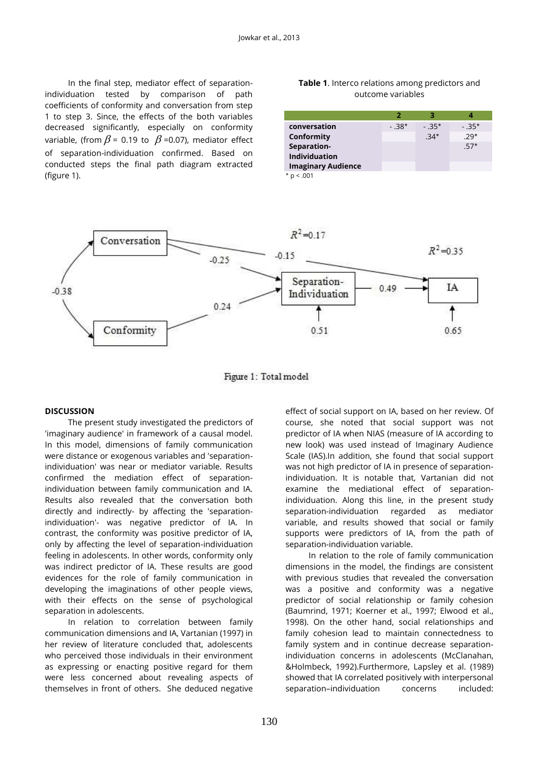In the final step, mediator effect of separation-individuation tested by comparison of path coefficients of conformity and conversation from step 1 to step 3. Since, the effects of the both variables decreased significantly, especially on conformity variable, (from $\beta$ = 0.19 to $\beta$ =0.07), mediator effect of separation-individuation confirmed. Based on conducted steps the final path diagram extracted (figure 1).

**Table 1**. Interco relations among predictors and outcome variables

| | 2 | 3 | 4 |
|---|---|---|---|
| **conversation** | -.38* | -.35* | -.35* |
| **Conformity** | | .34* | .29* |
| **Separation-Individuation** | | | .57* |
| **Imaginary Audience** | | | |

* p < .001

Figure 1: Total model

## DISCUSSION

The present study investigated the predictors of 'imaginary audience' in framework of a causal model. In this model, dimensions of family communication were distance or exogenous variables and 'separation-individuation' was near or mediator variable. Results confirmed the mediation effect of separation-individuation between family communication and IA. Results also revealed that the conversation both directly and indirectly- by affecting the 'separation-individuation'- was negative predictor of IA. In contrast, the conformity was positive predictor of IA, only by affecting the level of separation-individuation feeling in adolescents. In other words, conformity only was indirect predictor of IA. These results are good evidences for the role of family communication in developing the imaginations of other people views, with their effects on the sense of psychological separation in adolescents.

In relation to correlation between family communication dimensions and IA, Vartanian (1997) in her review of literature concluded that, adolescents who perceived those individuals in their environment as expressing or enacting positive regard for them were less concerned about revealing aspects of themselves in front of others. She deduced negative effect of social support on IA, based on her review. Of course, she noted that social support was not predictor of IA when NIAS (measure of IA according to new look) was used instead of Imaginary Audience Scale (IAS).In addition, she found that social support was not high predictor of IA in presence of separation-individuation. It is notable that, Vartanian did not examine the mediational effect of separation-individuation. Along this line, in the present study separation-individuation regarded as mediator variable, and results showed that social or family supports were predictors of IA, from the path of separation-individuation variable.

In relation to the role of family communication dimensions in the model, the findings are consistent with previous studies that revealed the conversation was a positive and conformity was a negative predictor of social relationship or family cohesion (Baumrind, 1971; Koerner et al., 1997; Elwood et al., 1998). On the other hand, social relationships and family cohesion lead to maintain connectedness to family system and in continue decrease separation-individuation concerns in adolescents (McClanahan, &Holmbeck, 1992).Furthermore, Lapsley et al. (1989) showed that IA correlated positively with interpersonal separation–individuation concerns included: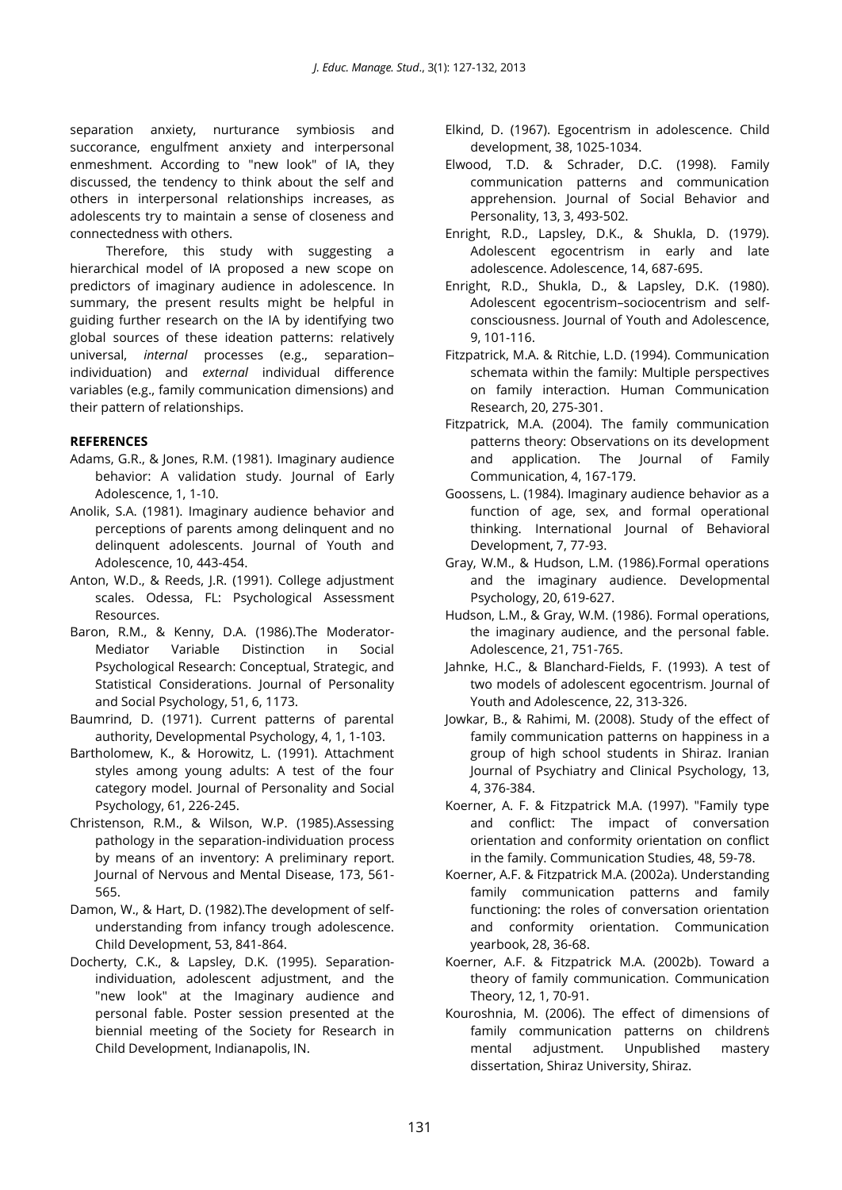separation anxiety, nurturance symbiosis and succorance, engulfment anxiety and interpersonal enmeshment. According to "new look" of IA, they discussed, the tendency to think about the self and others in interpersonal relationships increases, as adolescents try to maintain a sense of closeness and connectedness with others.

Therefore, this study with suggesting a hierarchical model of IA proposed a new scope on predictors of imaginary audience in adolescence. In summary, the present results might be helpful in guiding further research on the IA by identifying two global sources of these ideation patterns: relatively universal, *internal* processes (e.g., separation–individuation) and *external* individual difference variables (e.g., family communication dimensions) and their pattern of relationships.

## REFERENCES

- Adams, G.R., & Jones, R.M. (1981). Imaginary audience behavior: A validation study. Journal of Early Adolescence, 1, 1-10.
- Anolik, S.A. (1981). Imaginary audience behavior and perceptions of parents among delinquent and no delinquent adolescents. Journal of Youth and Adolescence, 10, 443-454.
- Anton, W.D., & Reeds, J.R. (1991). College adjustment scales. Odessa, FL: Psychological Assessment Resources.
- Baron, R.M., & Kenny, D.A. (1986).The Moderator-Mediator Variable Distinction in Social Psychological Research: Conceptual, Strategic, and Statistical Considerations. Journal of Personality and Social Psychology, 51, 6, 1173.
- Baumrind, D. (1971). Current patterns of parental authority, Developmental Psychology, 4, 1, 1-103.
- Bartholomew, K., & Horowitz, L. (1991). Attachment styles among young adults: A test of the four category model. Journal of Personality and Social Psychology, 61, 226-245.
- Christenson, R.M., & Wilson, W.P. (1985).Assessing pathology in the separation-individuation process by means of an inventory: A preliminary report. Journal of Nervous and Mental Disease, 173, 561-565.
- Damon, W., & Hart, D. (1982).The development of self-understanding from infancy trough adolescence. Child Development, 53, 841-864.
- Docherty, C.K., & Lapsley, D.K. (1995). Separation-individuation, adolescent adjustment, and the "new look" at the Imaginary audience and personal fable. Poster session presented at the biennial meeting of the Society for Research in Child Development, Indianapolis, IN.
- Elkind, D. (1967). Egocentrism in adolescence. Child development, 38, 1025-1034.
- Elwood, T.D. & Schrader, D.C. (1998). Family communication patterns and communication apprehension. Journal of Social Behavior and Personality, 13, 3, 493-502.
- Enright, R.D., Lapsley, D.K., & Shukla, D. (1979). Adolescent egocentrism in early and late adolescence. Adolescence, 14, 687-695.
- Enright, R.D., Shukla, D., & Lapsley, D.K. (1980). Adolescent egocentrism–sociocentrism and self-consciousness. Journal of Youth and Adolescence, 9, 101-116.
- Fitzpatrick, M.A. & Ritchie, L.D. (1994). Communication schemata within the family: Multiple perspectives on family interaction. Human Communication Research, 20, 275-301.
- Fitzpatrick, M.A. (2004). The family communication patterns theory: Observations on its development and application. The Journal of Family Communication, 4, 167-179.
- Goossens, L. (1984). Imaginary audience behavior as a function of age, sex, and formal operational thinking. International Journal of Behavioral Development, 7, 77-93.
- Gray, W.M., & Hudson, L.M. (1986).Formal operations and the imaginary audience. Developmental Psychology, 20, 619-627.
- Hudson, L.M., & Gray, W.M. (1986). Formal operations, the imaginary audience, and the personal fable. Adolescence, 21, 751-765.
- Jahnke, H.C., & Blanchard-Fields, F. (1993). A test of two models of adolescent egocentrism. Journal of Youth and Adolescence, 22, 313-326.
- Jowkar, B., & Rahimi, M. (2008). Study of the effect of family communication patterns on happiness in a group of high school students in Shiraz. Iranian Journal of Psychiatry and Clinical Psychology, 13, 4, 376-384.
- Koerner, A. F. & Fitzpatrick M.A. (1997). "Family type and conflict: The impact of conversation orientation and conformity orientation on conflict in the family. Communication Studies, 48, 59-78.
- Koerner, A.F. & Fitzpatrick M.A. (2002a). Understanding family communication patterns and family functioning: the roles of conversation orientation and conformity orientation. Communication yearbook, 28, 36-68.
- Koerner, A.F. & Fitzpatrick M.A. (2002b). Toward a theory of family communication. Communication Theory, 12, 1, 70-91.
- Kouroshnia, M. (2006). The effect of dimensions of family communication patterns on children̕s mental adjustment. Unpublished mastery dissertation, Shiraz University, Shiraz.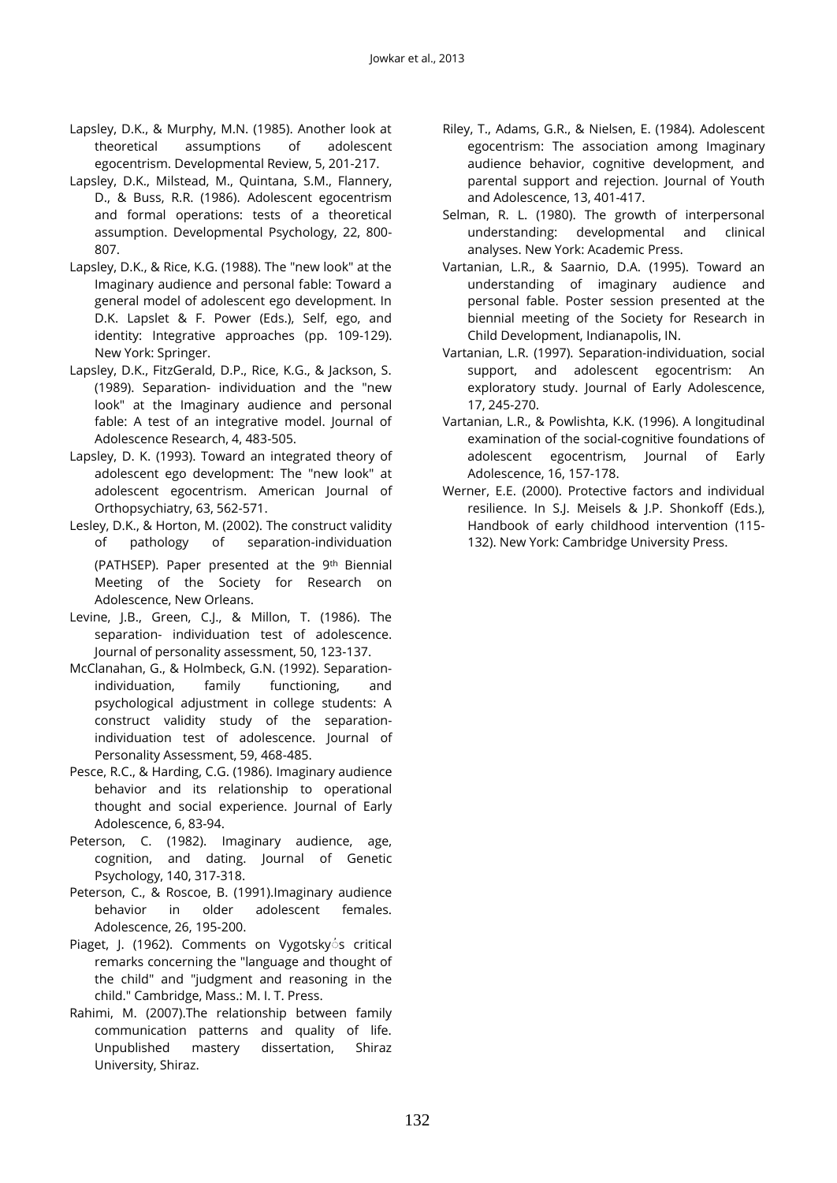Lapsley, D.K., & Murphy, M.N. (1985). Another look at theoretical assumptions of adolescent egocentrism. Developmental Review, 5, 201-217.

Lapsley, D.K., Milstead, M., Quintana, S.M., Flannery, D., & Buss, R.R. (1986). Adolescent egocentrism and formal operations: tests of a theoretical assumption. Developmental Psychology, 22, 800-807.

Lapsley, D.K., & Rice, K.G. (1988). The "new look" at the Imaginary audience and personal fable: Toward a general model of adolescent ego development. In D.K. Lapslet & F. Power (Eds.), Self, ego, and identity: Integrative approaches (pp. 109-129). New York: Springer.

Lapsley, D.K., FitzGerald, D.P., Rice, K.G., & Jackson, S. (1989). Separation- individuation and the "new look" at the Imaginary audience and personal fable: A test of an integrative model. Journal of Adolescence Research, 4, 483-505.

Lapsley, D. K. (1993). Toward an integrated theory of adolescent ego development: The "new look" at adolescent egocentrism. American Journal of Orthopsychiatry, 63, 562-571.

Lesley, D.K., & Horton, M. (2002). The construct validity of pathology of separation-individuation (PATHSEP). Paper presented at the 9th Biennial Meeting of the Society for Research on Adolescence, New Orleans.

Levine, J.B., Green, C.J., & Millon, T. (1986). The separation- individuation test of adolescence. Journal of personality assessment, 50, 123-137.

McClanahan, G., & Holmbeck, G.N. (1992). Separation-individuation, family functioning, and psychological adjustment in college students: A construct validity study of the separation-individuation test of adolescence. Journal of Personality Assessment, 59, 468-485.

Pesce, R.C., & Harding, C.G. (1986). Imaginary audience behavior and its relationship to operational thought and social experience. Journal of Early Adolescence, 6, 83-94.

Peterson, C. (1982). Imaginary audience, age, cognition, and dating. Journal of Genetic Psychology, 140, 317-318.

Peterson, C., & Roscoe, B. (1991).Imaginary audience behavior in older adolescent females. Adolescence, 26, 195-200.

Piaget, J. (1962). Comments on Vygotsky's critical remarks concerning the "language and thought of the child" and "judgment and reasoning in the child." Cambridge, Mass.: M. I. T. Press.

Rahimi, M. (2007).The relationship between family communication patterns and quality of life. Unpublished mastery dissertation, Shiraz University, Shiraz.

Riley, T., Adams, G.R., & Nielsen, E. (1984). Adolescent egocentrism: The association among Imaginary audience behavior, cognitive development, and parental support and rejection. Journal of Youth and Adolescence, 13, 401-417.

Selman, R. L. (1980). The growth of interpersonal understanding: developmental and clinical analyses. New York: Academic Press.

Vartanian, L.R., & Saarnio, D.A. (1995). Toward an understanding of imaginary audience and personal fable. Poster session presented at the biennial meeting of the Society for Research in Child Development, Indianapolis, IN.

Vartanian, L.R. (1997). Separation-individuation, social support, and adolescent egocentrism: An exploratory study. Journal of Early Adolescence, 17, 245-270.

Vartanian, L.R., & Powlishta, K.K. (1996). A longitudinal examination of the social-cognitive foundations of adolescent egocentrism, Journal of Early Adolescence, 16, 157-178.

Werner, E.E. (2000). Protective factors and individual resilience. In S.J. Meisels & J.P. Shonkoff (Eds.), Handbook of early childhood intervention (115-132). New York: Cambridge University Press.